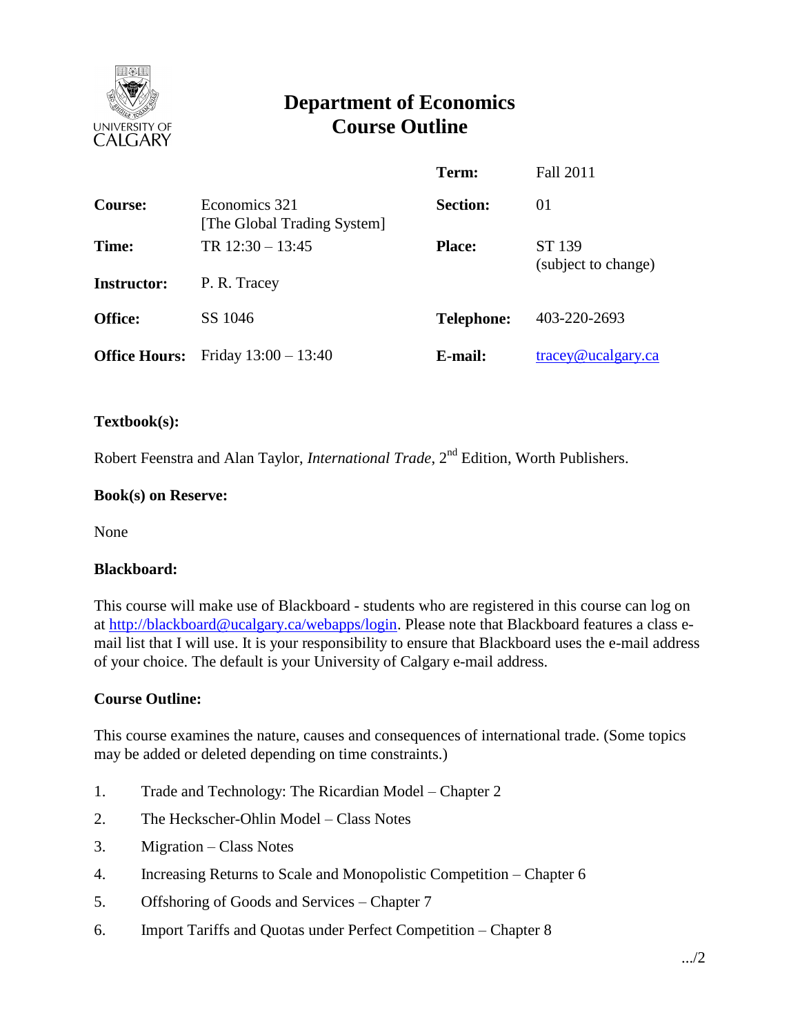# Department of Economics
# Course Outline

| | | | |
|---|---|---|---|
| | | **Term:** | Fall 2011 |
| **Course:** | Economics 321 [The Global Trading System] | **Section:** | 01 |
| **Time:** | TR 12:30 – 13:45 | **Place:** | ST 139 (subject to change) |
| **Instructor:** | P. R. Tracey | | |
| **Office:** | SS 1046 | **Telephone:** | 403-220-2693 |
| **Office Hours:** | Friday 13:00 – 13:40 | **E-mail:** | tracey@ucalgary.ca |

**Textbook(s):**

Robert Feenstra and Alan Taylor, *International Trade*, 2nd Edition, Worth Publishers.

**Book(s) on Reserve:**

None

**Blackboard:**

This course will make use of Blackboard - students who are registered in this course can log on at http://blackboard@ucalgary.ca/webapps/login. Please note that Blackboard features a class e-mail list that I will use. It is your responsibility to ensure that Blackboard uses the e-mail address of your choice. The default is your University of Calgary e-mail address.

**Course Outline:**

This course examines the nature, causes and consequences of international trade. (Some topics may be added or deleted depending on time constraints.)

1. Trade and Technology: The Ricardian Model – Chapter 2
2. The Heckscher-Ohlin Model – Class Notes
3. Migration – Class Notes
4. Increasing Returns to Scale and Monopolistic Competition – Chapter 6
5. Offshoring of Goods and Services – Chapter 7
6. Import Tariffs and Quotas under Perfect Competition – Chapter 8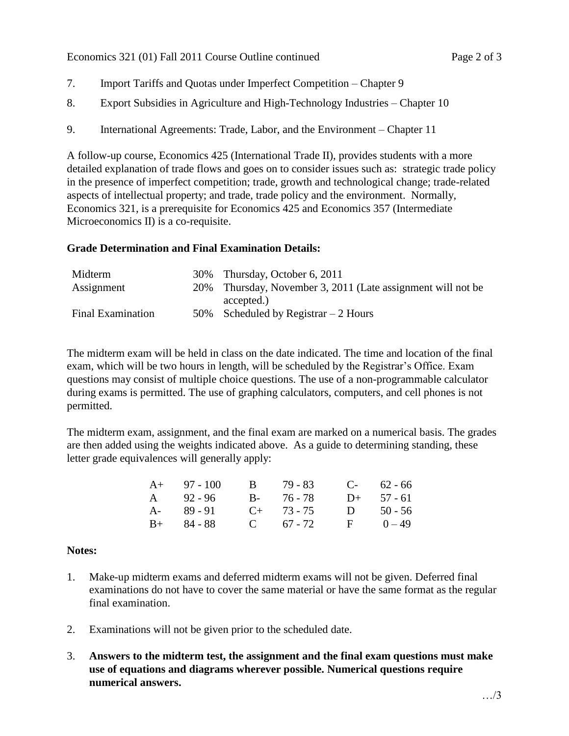7. Import Tariffs and Quotas under Imperfect Competition – Chapter 9

8. Export Subsidies in Agriculture and High-Technology Industries – Chapter 10

9. International Agreements: Trade, Labor, and the Environment – Chapter 11

A follow-up course, Economics 425 (International Trade II), provides students with a more detailed explanation of trade flows and goes on to consider issues such as: strategic trade policy in the presence of imperfect competition; trade, growth and technological change; trade-related aspects of intellectual property; and trade, trade policy and the environment. Normally, Economics 321, is a prerequisite for Economics 425 and Economics 357 (Intermediate Microeconomics II) is a co-requisite.

**Grade Determination and Final Examination Details:**

| | | |
|---|---|---|
| Midterm | 30% | Thursday, October 6, 2011 |
| Assignment | 20% | Thursday, November 3, 2011 (Late assignment will not be accepted.) |
| Final Examination | 50% | Scheduled by Registrar – 2 Hours |

The midterm exam will be held in class on the date indicated. The time and location of the final exam, which will be two hours in length, will be scheduled by the Registrar's Office. Exam questions may consist of multiple choice questions. The use of a non-programmable calculator during exams is permitted. The use of graphing calculators, computers, and cell phones is not permitted.

The midterm exam, assignment, and the final exam are marked on a numerical basis. The grades are then added using the weights indicated above. As a guide to determining standing, these letter grade equivalences will generally apply:

| | | | | | |
|---|---|---|---|---|---|
| A+ | 97 - 100 | B | 79 - 83 | C- | 62 - 66 |
| A | 92 - 96 | B- | 76 - 78 | D+ | 57 - 61 |
| A- | 89 - 91 | C+ | 73 - 75 | D | 50 - 56 |
| B+ | 84 - 88 | C | 67 - 72 | F | 0 – 49 |

**Notes:**

1. Make-up midterm exams and deferred midterm exams will not be given. Deferred final examinations do not have to cover the same material or have the same format as the regular final examination.

2. Examinations will not be given prior to the scheduled date.

3. **Answers to the midterm test, the assignment and the final exam questions must make use of equations and diagrams wherever possible. Numerical questions require numerical answers.**

…/3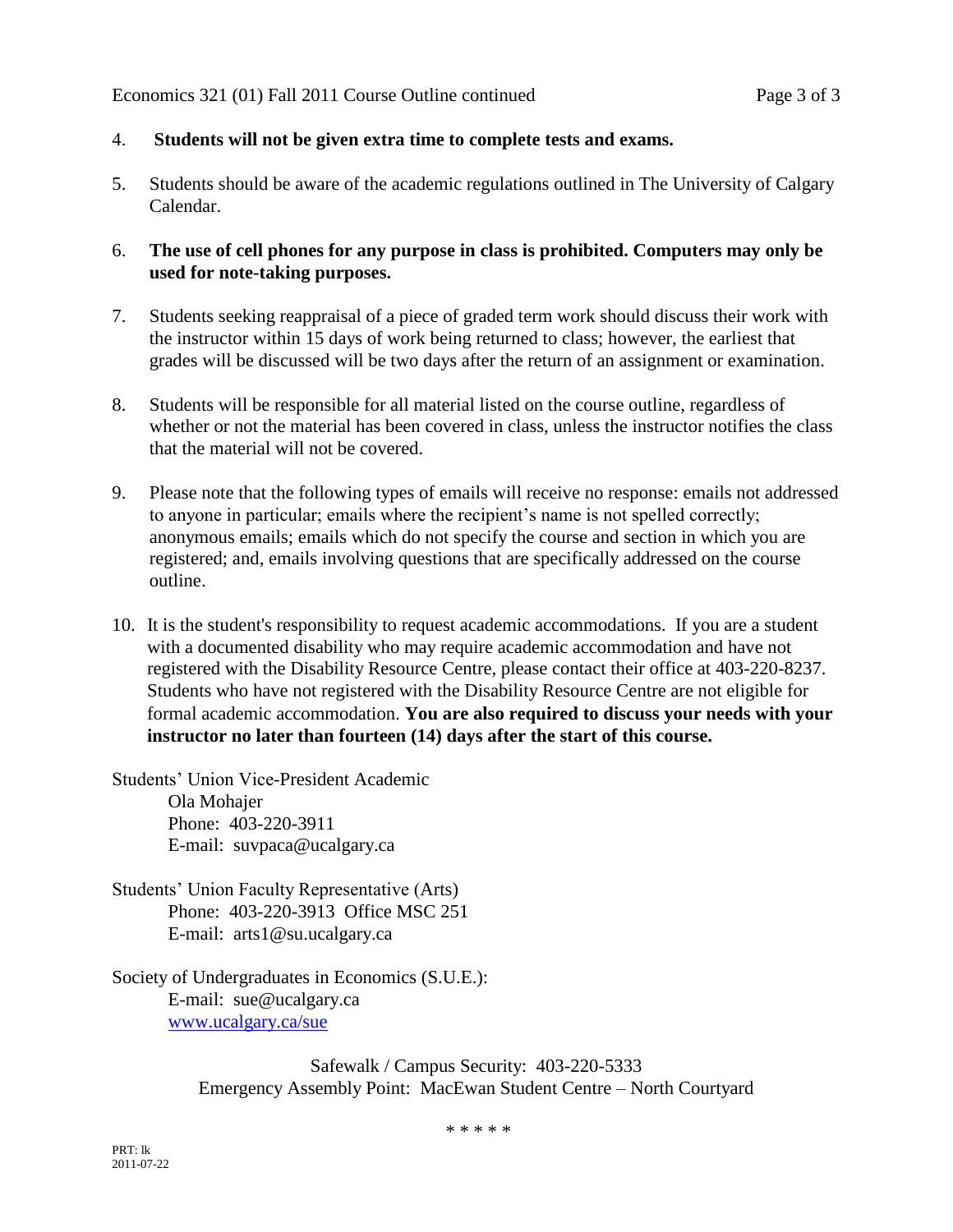4. **Students will not be given extra time to complete tests and exams.**

5. Students should be aware of the academic regulations outlined in The University of Calgary Calendar.

6. **The use of cell phones for any purpose in class is prohibited. Computers may only be used for note-taking purposes.**

7. Students seeking reappraisal of a piece of graded term work should discuss their work with the instructor within 15 days of work being returned to class; however, the earliest that grades will be discussed will be two days after the return of an assignment or examination.

8. Students will be responsible for all material listed on the course outline, regardless of whether or not the material has been covered in class, unless the instructor notifies the class that the material will not be covered.

9. Please note that the following types of emails will receive no response: emails not addressed to anyone in particular; emails where the recipient's name is not spelled correctly; anonymous emails; emails which do not specify the course and section in which you are registered; and, emails involving questions that are specifically addressed on the course outline.

10. It is the student's responsibility to request academic accommodations. If you are a student with a documented disability who may require academic accommodation and have not registered with the Disability Resource Centre, please contact their office at 403-220-8237. Students who have not registered with the Disability Resource Centre are not eligible for formal academic accommodation. **You are also required to discuss your needs with your instructor no later than fourteen (14) days after the start of this course.**

Students' Union Vice-President Academic
Ola Mohajer
Phone: 403-220-3911
E-mail: suvpaca@ucalgary.ca

Students' Union Faculty Representative (Arts)
Phone: 403-220-3913 Office MSC 251
E-mail: arts1@su.ucalgary.ca

Society of Undergraduates in Economics (S.U.E.):
E-mail: sue@ucalgary.ca
www.ucalgary.ca/sue

Safewalk / Campus Security: 403-220-5333
Emergency Assembly Point: MacEwan Student Centre – North Courtyard

\* \* \* \* \*

PRT: lk
2011-07-22